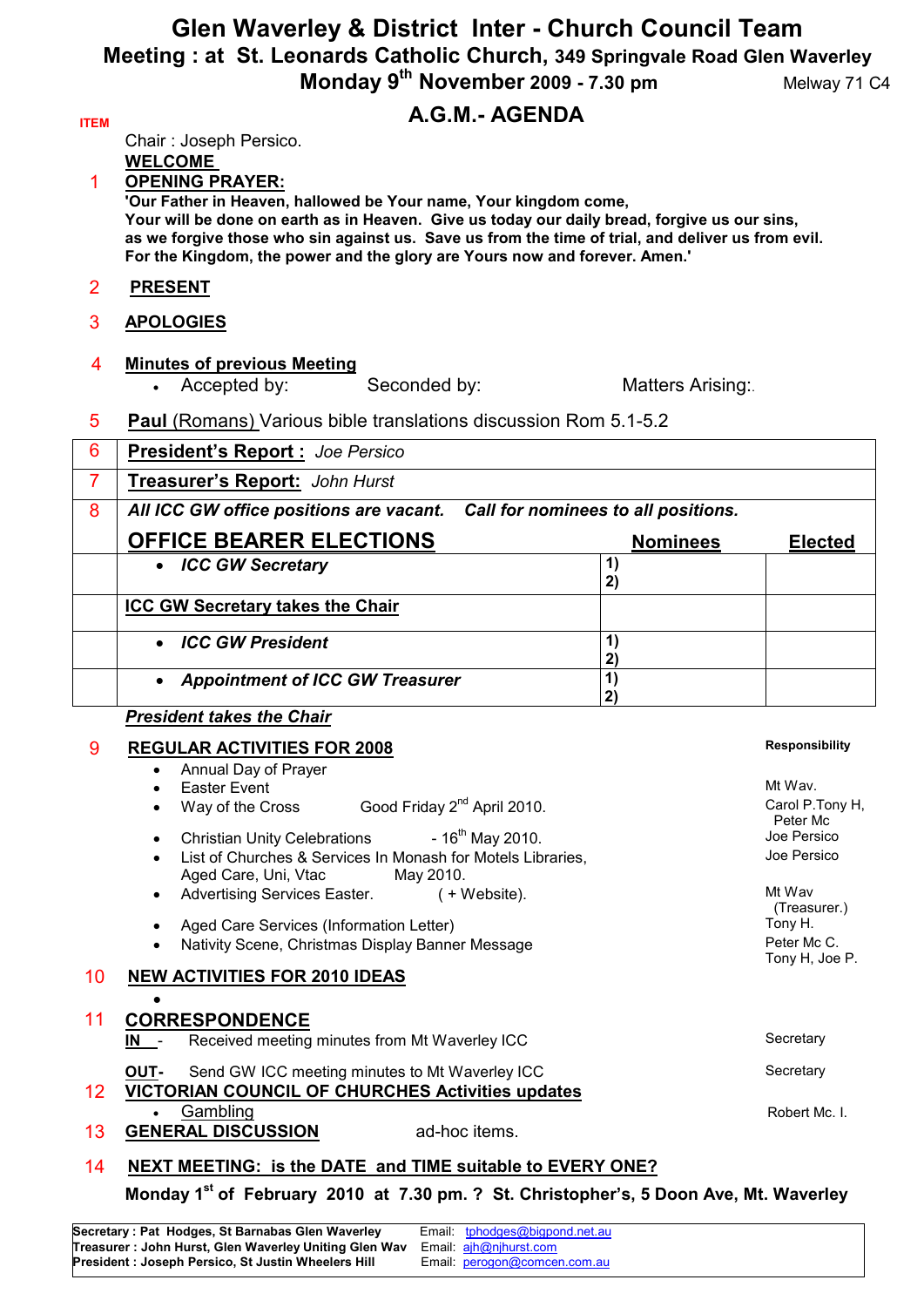# Glen Waverley & District Inter - Church Council Team

## Meeting : at St. Leonards Catholic Church, 349 Springvale Road Glen Waverley

## Monday 9th November 2009 - 7.30 pm

Melway 71 C4

## A.G.M.- AGENDA

ITEM

Chair : Joseph Persico.

**WELCOME**

1 **OPENING PRAYER:**

**'Our Father in Heaven, hallowed be Your name, Your kingdom come, Your will be done on earth as in Heaven. Give us today our daily bread, forgive us our sins, as we forgive those who sin against us. Save us from the time of trial, and deliver us from evil. For the Kingdom, the power and the glory are Yours now and forever. Amen.'**

2 **PRESENT**

3 **APOLOGIES**

4 **Minutes of previous Meeting**

- Accepted by: Seconded by: Matters Arising:.

5 **Paul** (Romans) Various bible translations discussion Rom 5.1-5.2

| | | | |
|---|---|---|---|
| 6 | **President's Report :** *Joe Persico* | | |
| 7 | **Treasurer's Report:** *John Hurst* | | |
| 8 | ***All ICC GW office positions are vacant. Call for nominees to all positions.*** | | |
| | **OFFICE BEARER ELECTIONS** | **Nominees** | **Elected** |
| | • ***ICC GW Secretary*** | 1)<br>2) | |
| | **ICC GW Secretary takes the Chair** | | |
| | • ***ICC GW President*** | 1)<br>2) | |
| | • ***Appointment of ICC GW Treasurer*** | 1)<br>2) | |

***President takes the Chair***

9 **REGULAR ACTIVITIES FOR 2008** — **Responsibility**

- Annual Day of Prayer
- Easter Event — Mt Wav.
- Way of the Cross — Good Friday 2nd April 2010. — Carol P.Tony H, Peter Mc
- Christian Unity Celebrations - 16th May 2010. — Joe Persico
- List of Churches & Services In Monash for Motels Libraries, Aged Care, Uni, Vtac May 2010. — Joe Persico
- Advertising Services Easter. ( + Website). — Mt Wav (Treasurer.)
- Aged Care Services (Information Letter) — Tony H.
- Nativity Scene, Christmas Display Banner Message — Peter Mc C. Tony H, Joe P.

10 **NEW ACTIVITIES FOR 2010 IDEAS**

-

11 **CORRESPONDENCE**

**IN** - Received meeting minutes from Mt Waverley ICC — Secretary

**OUT**- Send GW ICC meeting minutes to Mt Waverley ICC — Secretary

12 **VICTORIAN COUNCIL OF CHURCHES Activities updates**

- Gambling — Robert Mc. I.

13 **GENERAL DISCUSSION** ad-hoc items.

14 **NEXT MEETING: is the DATE and TIME suitable to EVERY ONE?**

**Monday 1st of February 2010 at 7.30 pm. ? St. Christopher's, 5 Doon Ave, Mt. Waverley**

| | |
|---|---|
| **Secretary : Pat Hodges, St Barnabas Glen Waverley** | Email: tphodges@bigpond.net.au |
| **Treasurer : John Hurst, Glen Waverley Uniting Glen Wav** | Email: ajh@njhurst.com |
| **President : Joseph Persico, St Justin Wheelers Hill** | Email: perogon@comcen.com.au |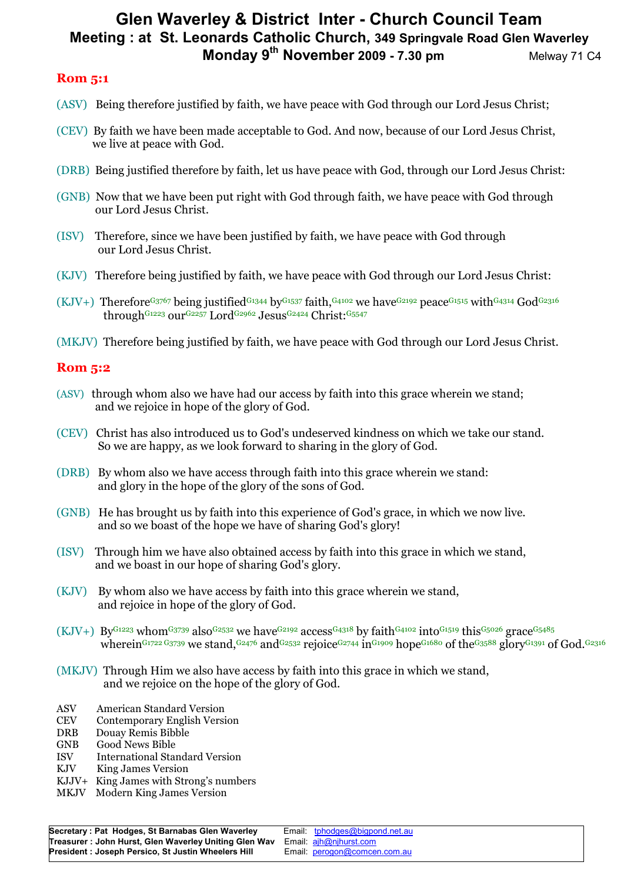# Glen Waverley & District Inter - Church Council Team

## Meeting : at St. Leonards Catholic Church, 349 Springvale Road Glen Waverley

## Monday 9th November 2009 - 7.30 pm

Melway 71 C4

### Rom 5:1

(ASV) Being therefore justified by faith, we have peace with God through our Lord Jesus Christ;

(CEV) By faith we have been made acceptable to God. And now, because of our Lord Jesus Christ, we live at peace with God.

(DRB) Being justified therefore by faith, let us have peace with God, through our Lord Jesus Christ:

(GNB) Now that we have been put right with God through faith, we have peace with God through our Lord Jesus Christ.

(ISV) Therefore, since we have been justified by faith, we have peace with God through our Lord Jesus Christ.

(KJV) Therefore being justified by faith, we have peace with God through our Lord Jesus Christ:

(KJV+) Therefore[G3767] being justified[G1344] by[G1537] faith,[G4102] we have[G2192] peace[G1515] with[G4314] God[G2316] through[G1223] our[G2257] Lord[G2962] Jesus[G2424] Christ:[G5547]

(MKJV) Therefore being justified by faith, we have peace with God through our Lord Jesus Christ.

### Rom 5:2

(ASV) through whom also we have had our access by faith into this grace wherein we stand; and we rejoice in hope of the glory of God.

(CEV) Christ has also introduced us to God's undeserved kindness on which we take our stand. So we are happy, as we look forward to sharing in the glory of God.

(DRB) By whom also we have access through faith into this grace wherein we stand: and glory in the hope of the glory of the sons of God.

(GNB) He has brought us by faith into this experience of God's grace, in which we now live. and so we boast of the hope we have of sharing God's glory!

(ISV) Through him we have also obtained access by faith into this grace in which we stand, and we boast in our hope of sharing God's glory.

(KJV) By whom also we have access by faith into this grace wherein we stand, and rejoice in hope of the glory of God.

(KJV+) By[G1223] whom[G3739] also[G2532] we have[G2192] access[G4318] by faith[G4102] into[G1519] this[G5026] grace[G5485] wherein[G1722 G3739] we stand,[G2476] and[G2532] rejoice[G2744] in[G1909] hope[G1680] of the[G3588] glory[G1391] of God.[G2316]

(MKJV) Through Him we also have access by faith into this grace in which we stand, and we rejoice on the hope of the glory of God.

| | |
|---|---|
| ASV | American Standard Version |
| CEV | Contemporary English Version |
| DRB | Douay Remis Bibble |
| GNB | Good News Bible |
| ISV | International Standard Version |
| KJV | King James Version |
| KJJV+ | King James with Strong's numbers |
| MKJV | Modern King James Version |

| | |
|---|---|
| **Secretary : Pat Hodges, St Barnabas Glen Waverley** | Email: tphodges@bigpond.net.au |
| **Treasurer : John Hurst, Glen Waverley Uniting Glen Wav** | Email: ajh@njhurst.com |
| **President : Joseph Persico, St Justin Wheelers Hill** | Email: perogon@comcen.com.au |